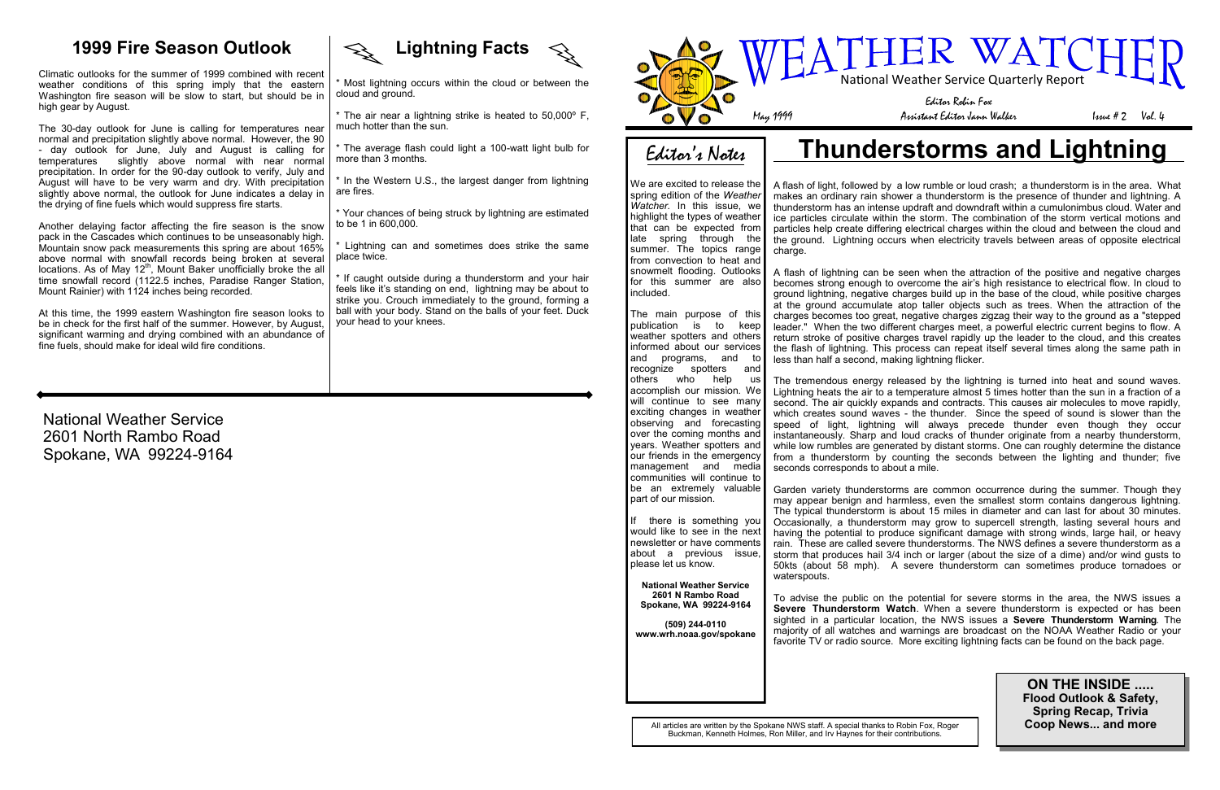## 1999 Fire Season Outlook

Climatic outlooks for the summer of 1999 combined with recent weather conditions of this spring imply that the eastern Washington fire season will be slow to start, but should be in high gear by August.

The 30-day outlook for June is calling for temperatures near normal and precipitation slightly above normal. However, the 90 - day outlook for June, July and August is calling for temperatures slightly above normal with near normal precipitation. In order for the 90-day outlook to verify, July and August will have to be very warm and dry. With precipitation slightly above normal, the outlook for June indicates a delay in the drying of fine fuels which would suppress fire starts.

Another delaying factor affecting the fire season is the snow pack in the Cascades which continues to be unseasonably high. Mountain snow pack measurements this spring are about 165% above normal with snowfall records being broken at several locations. As of May 12th, Mount Baker unofficially broke the all time snowfall record (1122.5 inches, Paradise Ranger Station, Mount Rainier) with 1124 inches being recorded.

At this time, the 1999 eastern Washington fire season looks to be in check for the first half of the summer. However, by August, significant warming and drying combined with an abundance of fine fuels, should make for ideal wild fire conditions.

## Lightning Facts

* Most lightning occurs within the cloud or between the cloud and ground.

* The air near a lightning strike is heated to 50,000º F, much hotter than the sun.

* The average flash could light a 100-watt light bulb for more than 3 months.

* In the Western U.S., the largest danger from lightning are fires.

* Your chances of being struck by lightning are estimated to be 1 in 600,000.

* Lightning can and sometimes does strike the same place twice.

* If caught outside during a thunderstorm and your hair feels like it's standing on end, lightning may be about to strike you. Crouch immediately to the ground, forming a ball with your body. Stand on the balls of your feet. Duck your head to your knees.

National Weather Service
2601 North Rambo Road
Spokane, WA 99224-9164

# WEATHER WATCHER

National Weather Service Quarterly Report

Editor Robin Fox
Assistant Editor Jann Walker

May 1999 — Issue # 2 Vol. 4

## Editor's Notes

We are excited to release the spring edition of the *Weather Watcher*. In this issue, we highlight the types of weather that can be expected from late spring through the summer. The topics range from convection to heat and snowmelt flooding. Outlooks for this summer are also included.

The main purpose of this publication is to keep weather spotters and others informed about our services and programs, and to recognize spotters and others who help us accomplish our mission. We will continue to see many exciting changes in weather observing and forecasting over the coming months and years. Weather spotters and our friends in the emergency management and media communities will continue to be an extremely valuable part of our mission.

If there is something you would like to see in the next newsletter or have comments about a previous issue, please let us know.

**National Weather Service**
**2601 N Rambo Road**
**Spokane, WA 99224-9164**

**(509) 244-0110**
**www.wrh.noaa.gov/spokane**

# Thunderstorms and Lightning

A flash of light, followed by a low rumble or loud crash; a thunderstorm is in the area. What makes an ordinary rain shower a thunderstorm is the presence of thunder and lightning. A thunderstorm has an intense updraft and downdraft within a cumulonimbus cloud. Water and ice particles circulate within the storm. The combination of the storm vertical motions and particles help create differing electrical charges within the cloud and between the cloud and the ground. Lightning occurs when electricity travels between areas of opposite electrical charge.

A flash of lightning can be seen when the attraction of the positive and negative charges becomes strong enough to overcome the air's high resistance to electrical flow. In cloud to ground lightning, negative charges build up in the base of the cloud, while positive charges at the ground accumulate atop taller objects such as trees. When the attraction of the charges becomes too great, negative charges zigzag their way to the ground as a "stepped leader." When the two different charges meet, a powerful electric current begins to flow. A return stroke of positive charges travel rapidly up the leader to the cloud, and this creates the flash of lightning. This process can repeat itself several times along the same path in less than half a second, making lightning flicker.

The tremendous energy released by the lightning is turned into heat and sound waves. Lightning heats the air to a temperature almost 5 times hotter than the sun in a fraction of a second. The air quickly expands and contracts. This causes air molecules to move rapidly, which creates sound waves - the thunder. Since the speed of sound is slower than the speed of light, lightning will always precede thunder even though they occur instantaneously. Sharp and loud cracks of thunder originate from a nearby thunderstorm, while low rumbles are generated by distant storms. One can roughly determine the distance from a thunderstorm by counting the seconds between the lighting and thunder; five seconds corresponds to about a mile.

Garden variety thunderstorms are common occurrence during the summer. Though they may appear benign and harmless, even the smallest storm contains dangerous lightning. The typical thunderstorm is about 15 miles in diameter and can last for about 30 minutes. Occasionally, a thunderstorm may grow to supercell strength, lasting several hours and having the potential to produce significant damage with strong winds, large hail, or heavy rain. These are called severe thunderstorms. The NWS defines a severe thunderstorm as a storm that produces hail 3/4 inch or larger (about the size of a dime) and/or wind gusts to 50kts (about 58 mph). A severe thunderstorm can sometimes produce tornadoes or waterspouts.

To advise the public on the potential for severe storms in the area, the NWS issues a **Severe Thunderstorm Watch**. When a severe thunderstorm is expected or has been sighted in a particular location, the NWS issues a **Severe Thunderstorm Warning**. The majority of all watches and warnings are broadcast on the NOAA Weather Radio or your favorite TV or radio source. More exciting lightning facts can be found on the back page.

All articles are written by the Spokane NWS staff. A special thanks to Robin Fox, Roger Buckman, Kenneth Holmes, Ron Miller, and Irv Haynes for their contributions.

**ON THE INSIDE .....**
**Flood Outlook & Safety, Spring Recap, Trivia Coop News... and more**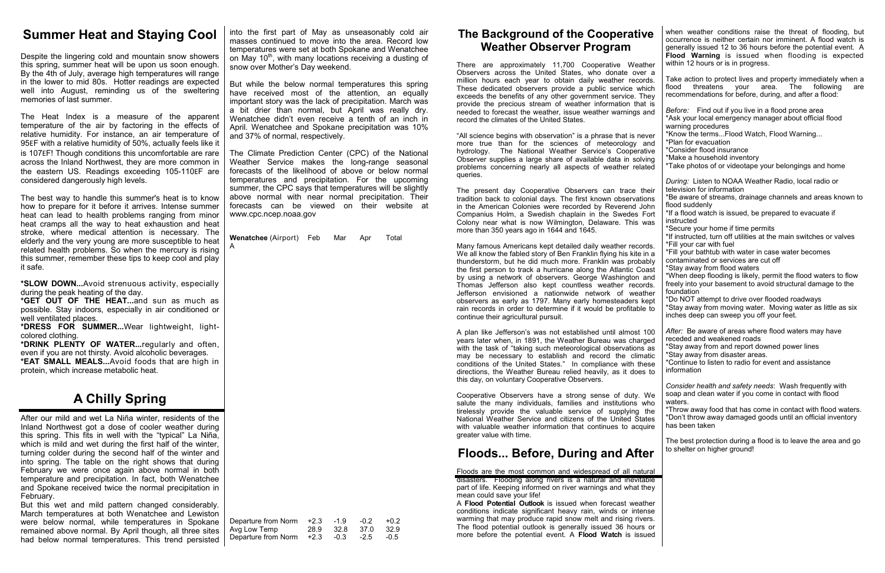# Summer Heat and Staying Cool

Despite the lingering cold and mountain snow showers this spring, summer heat will be upon us soon enough. By the 4th of July, average high temperatures will range in the lower to mid 80s. Hotter readings are expected well into August, reminding us of the sweltering memories of last summer.

The Heat Index is a measure of the apparent temperature of the air by factoring in the effects of relative humidity. For instance, an air temperature of 95EF with a relative humidity of 50%, actually feels like it is 107EF! Though conditions this uncomfortable are rare across the Inland Northwest, they are more common in the eastern US. Readings exceeding 105-110EF are considered dangerously high levels.

The best way to handle this summer's heat is to know how to prepare for it before it arrives. Intense summer heat can lead to health problems ranging from minor heat cramps all the way to heat exhaustion and heat stroke, where medical attention is necessary. The elderly and the very young are more susceptible to heat related health problems. So when the mercury is rising this summer, remember these tips to keep cool and play it safe.

**\*SLOW DOWN...**Avoid strenuous activity, especially during the peak heating of the day.
**\*GET OUT OF THE HEAT...**and sun as much as possible. Stay indoors, especially in air conditioned or well ventilated places.
**\*DRESS FOR SUMMER...**Wear lightweight, light-colored clothing.
**\*DRINK PLENTY OF WATER...**regularly and often, even if you are not thirsty. Avoid alcoholic beverages.
**\*EAT SMALL MEALS...**Avoid foods that are high in protein, which increase metabolic heat.

# A Chilly Spring

After our mild and wet La Niña winter, residents of the Inland Northwest got a dose of cooler weather during this spring. This fits in well with the "typical" La Niña, which is mild and wet during the first half of the winter, turning colder during the second half of the winter and into spring. The table on the right shows that during February we were once again above normal in both temperature and precipitation. In fact, both Wenatchee and Spokane received twice the normal precipitation in February.

But this wet and mild pattern changed considerably. March temperatures at both Wenatchee and Lewiston were below normal, while temperatures in Spokane remained above normal. By April though, all three sites had below normal temperatures. This trend persisted into the first part of May as unseasonably cold air masses continued to move into the area. Record low temperatures were set at both Spokane and Wenatchee on May 10th, with many locations receiving a dusting of snow over Mother's Day weekend.

But while the below normal temperatures this spring have received most of the attention, an equally important story was the lack of precipitation. March was a bit drier than normal, but April was really dry. Wenatchee didn't even receive a tenth of an inch in April. Wenatchee and Spokane precipitation was 10% and 37% of normal, respectively.

The Climate Prediction Center (CPC) of the National Weather Service makes the long-range seasonal forecasts of the likelihood of above or below normal temperatures and precipitation. For the upcoming summer, the CPC says that temperatures will be slightly above normal with near normal precipitation. Their forecasts can be viewed on their website at www.cpc.ncep.noaa.gov

| **Wenatchee** (Airport) | Feb | Mar | Apr | Total |
|---|---|---|---|---|
| A | | | | |
| Departure from Norm | +2.3 | -1.9 | -0.2 | +0.2 |
| Avg Low Temp | 28.9 | 32.8 | 37.0 | 32.9 |
| Departure from Norm | +2.3 | -0.3 | -2.5 | -0.5 |

# The Background of the Cooperative Weather Observer Program

There are approximately 11,700 Cooperative Weather Observers across the United States, who donate over a million hours each year to obtain daily weather records. These dedicated observers provide a public service which exceeds the benefits of any other government service. They provide the precious stream of weather information that is needed to forecast the weather, issue weather warnings and record the climates of the United States.

"All science begins with observation" is a phrase that is never more true than for the sciences of meteorology and hydrology. The National Weather Service's Cooperative Observer supplies a large share of available data in solving problems concerning nearly all aspects of weather related queries.

The present day Cooperative Observers can trace their tradition back to colonial days. The first known observations in the American Colonies were recorded by Reverend John Companius Holm, a Swedish chaplain in the Swedes Fort Colony near what is now Wilmington, Delaware. This was more than 350 years ago in 1644 and 1645.

Many famous Americans kept detailed daily weather records. We all know the fabled story of Ben Franklin flying his kite in a thunderstorm, but he did much more. Franklin was probably the first person to track a hurricane along the Atlantic Coast by using a network of observers. George Washington and Thomas Jefferson also kept countless weather records. Jefferson envisioned a nationwide network of weather observers as early as 1797. Many early homesteaders kept rain records in order to determine if it would be profitable to continue their agricultural pursuit.

A plan like Jefferson's was not established until almost 100 years later when, in 1891, the Weather Bureau was charged with the task of "taking such meteorological observations as may be necessary to establish and record the climatic conditions of the United States." In compliance with these directions, the Weather Bureau relied heavily, as it does to this day, on voluntary Cooperative Observers.

Cooperative Observers have a strong sense of duty. We salute the many individuals, families and institutions who tirelessly provide the valuable service of supplying the National Weather Service and citizens of the United States with valuable weather information that continues to acquire greater value with time.

# Floods... Before, During and After

Floods are the most common and widespread of all natural disasters. Flooding along rivers is a natural and inevitable part of life. Keeping informed on river warnings and what they mean could save your life!

A **Flood Potential Outlook** is issued when forecast weather conditions indicate significant heavy rain, winds or intense warming that may produce rapid snow melt and rising rivers. The flood potential outlook is generally issued 36 hours or more before the potential event. A **Flood Watch** is issued when weather conditions raise the threat of flooding, but occurrence is neither certain nor imminent. A flood watch is generally issued 12 to 36 hours before the potential event. A **Flood Warning** is issued when flooding is expected within 12 hours or is in progress.

Take action to protect lives and property immediately when a flood threatens your area. The following are recommendations for before, during, and after a flood:

*Before:* Find out if you live in a flood prone area
\*Ask your local emergency manager about official flood warning procedures
\*Know the terms...Flood Watch, Flood Warning...
\*Plan for evacuation
\*Consider flood insurance
\*Make a household inventory
\*Take photos of or videotape your belongings and home

*During:* Listen to NOAA Weather Radio, local radio or television for information
\*Be aware of streams, drainage channels and areas known to flood suddenly
\*If a flood watch is issued, be prepared to evacuate if instructed
\*Secure your home if time permits
\*If instructed, turn off utilities at the main switches or valves
\*Fill your car with fuel
\*Fill your bathtub with water in case water becomes contaminated or services are cut off
\*Stay away from flood waters
\*When deep flooding is likely, permit the flood waters to flow freely into your basement to avoid structural damage to the foundation
\*Do NOT attempt to drive over flooded roadways
\*Stay away from moving water. Moving water as little as six inches deep can sweep you off your feet.

*After:* Be aware of areas where flood waters may have receded and weakened roads
\*Stay away from and report downed power lines
\*Stay away from disaster areas.
\*Continue to listen to radio for event and assistance information

*Consider health and safety needs*: Wash frequently with soap and clean water if you come in contact with flood waters.
\*Throw away food that has come in contact with flood waters.
\*Don't throw away damaged goods until an official inventory has been taken

The best protection during a flood is to leave the area and go to shelter on higher ground!